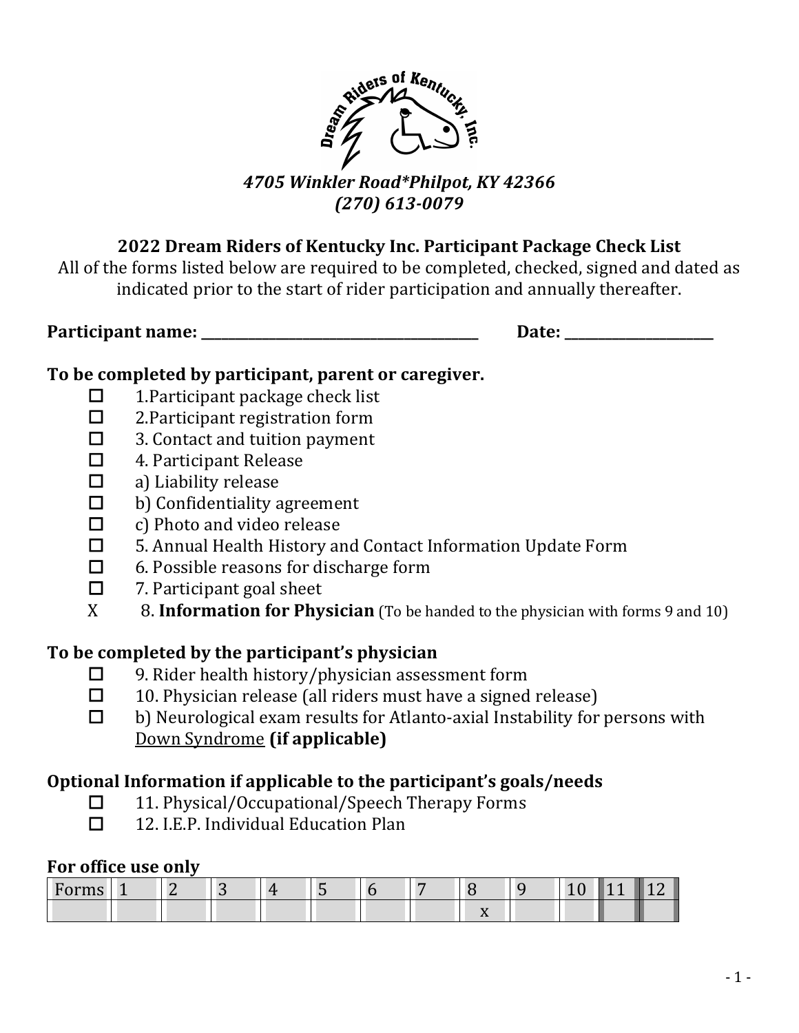*4705 Winkler Road*Philpot, KY 42366*
*(270) 613-0079*

## 2022 Dream Riders of Kentucky Inc. Participant Package Check List

All of the forms listed below are required to be completed, checked, signed and dated as indicated prior to the start of rider participation and annually thereafter.

**Participant name: ________________________________________** **Date: ____________________**

### To be completed by participant, parent or caregiver.

- ☐ 1.Participant package check list
- ☐ 2.Participant registration form
- ☐ 3. Contact and tuition payment
- ☐ 4. Participant Release
- ☐ a) Liability release
- ☐ b) Confidentiality agreement
- ☐ c) Photo and video release
- ☐ 5. Annual Health History and Contact Information Update Form
- ☐ 6. Possible reasons for discharge form
- ☐ 7. Participant goal sheet
- X 8. **Information for Physician** (To be handed to the physician with forms 9 and 10)

### To be completed by the participant's physician

- ☐ 9. Rider health history/physician assessment form
- ☐ 10. Physician release (all riders must have a signed release)
- ☐ b) Neurological exam results for Atlanto-axial Instability for persons with Down Syndrome **(if applicable)**

### Optional Information if applicable to the participant's goals/needs

- ☐ 11. Physical/Occupational/Speech Therapy Forms
- ☐ 12. I.E.P. Individual Education Plan

### For office use only

| Forms | 1 | 2 | 3 | 4 | 5 | 6 | 7 | 8 | 9 | 10 | 11 | 12 |
|---|---|---|---|---|---|---|---|---|---|---|---|---|
| | | | | | | | | x | | | | |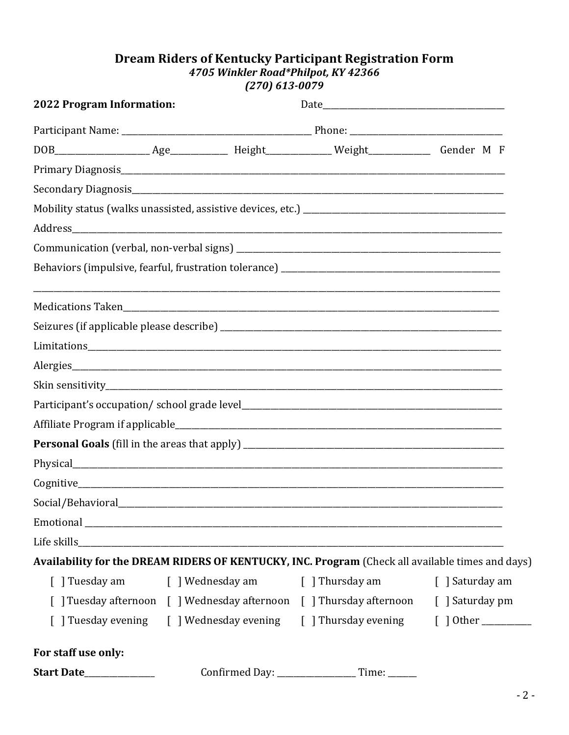# Dream Riders of Kentucky Participant Registration Form

*4705 Winkler Road*Philpot, KY 42366*

*(270) 613-0079*

**2022 Program Information:** Date___________________________

Participant Name: ___________________________ Phone: ______________________

DOB______________ Age_________ Height__________ Weight_________ Gender M F

Primary Diagnosis_____________________________________________________

Secondary Diagnosis___________________________________________________

Mobility status (walks unassisted, assistive devices, etc.) ___________________________

Address______________________________________________________________

Communication (verbal, non-verbal signs) _______________________________________

Behaviors (impulsive, fearful, frustration tolerance) ______________________________

_____________________________________________________________________

Medications Taken_____________________________________________________

Seizures (if applicable please describe) __________________________________________

Limitations___________________________________________________________

Alergies______________________________________________________________

Skin sensitivity_________________________________________________________

Participant's occupation/ school grade level_______________________________________

Affiliate Program if applicable_____________________________________________

**Personal Goals** (fill in the areas that apply) _______________________________________

Physical______________________________________________________________

Cognitive_____________________________________________________________

Social/Behavioral_______________________________________________________

Emotional ____________________________________________________________

Life skills_____________________________________________________________

**Availability for the DREAM RIDERS OF KENTUCKY, INC. Program** (Check all available times and days)

| | | | |
|---|---|---|---|
| [ ] Tuesday am | [ ] Wednesday am | [ ] Thursday am | [ ] Saturday am |
| [ ] Tuesday afternoon | [ ] Wednesday afternoon | [ ] Thursday afternoon | [ ] Saturday pm |
| [ ] Tuesday evening | [ ] Wednesday evening | [ ] Thursday evening | [ ] Other ________ |

**For staff use only:**

**Start Date**____________ Confirmed Day: ______________ Time: ______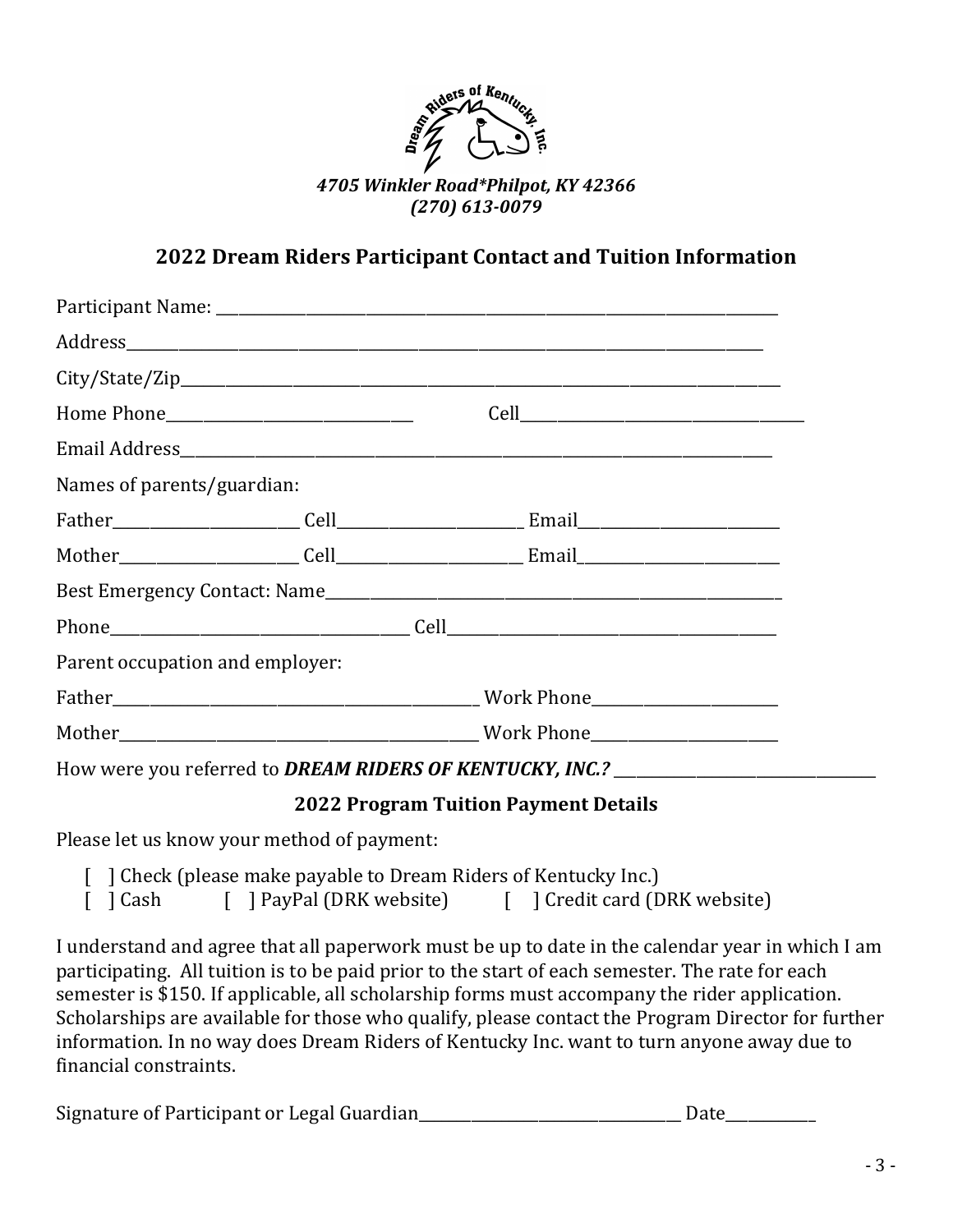*4705 Winkler Road*Philpot, KY 42366*
*(270) 613-0079*

## 2022 Dream Riders Participant Contact and Tuition Information

Participant Name: ___________________________________________

Address___________________________________________

City/State/Zip___________________________________________

Home Phone_________________________ Cell_________________________

Email Address___________________________________________

Names of parents/guardian:

Father_________________ Cell_________________ Email_________________

Mother_________________ Cell_________________ Email_________________

Best Emergency Contact: Name___________________________________________

Phone_________________________ Cell_________________________

Parent occupation and employer:

Father_________________________________ Work Phone_________________

Mother_________________________________ Work Phone_________________

How were you referred to ***DREAM RIDERS OF KENTUCKY, INC.?*** _________________________

### 2022 Program Tuition Payment Details

Please let us know your method of payment:

[ ] Check (please make payable to Dream Riders of Kentucky Inc.)
[ ] Cash  [ ] PayPal (DRK website)  [ ] Credit card (DRK website)

I understand and agree that all paperwork must be up to date in the calendar year in which I am participating. All tuition is to be paid prior to the start of each semester. The rate for each semester is $150. If applicable, all scholarship forms must accompany the rider application. Scholarships are available for those who qualify, please contact the Program Director for further information. In no way does Dream Riders of Kentucky Inc. want to turn anyone away due to financial constraints.

Signature of Participant or Legal Guardian_________________________ Date__________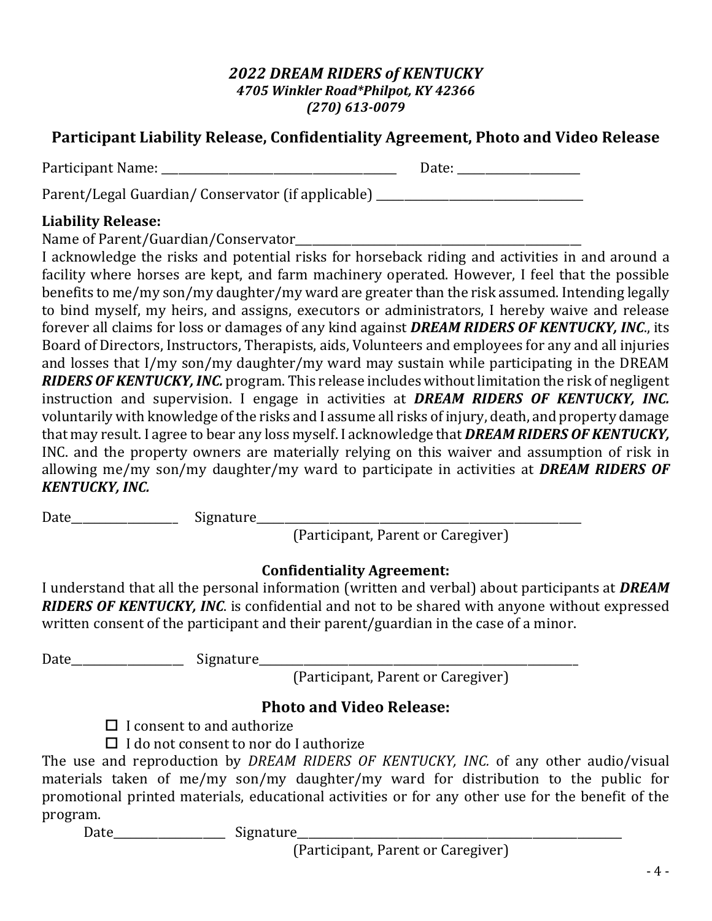***2022 DREAM RIDERS of KENTUCKY***
***4705 Winkler Road*Philpot, KY 42366***
***(270) 613-0079***

## Participant Liability Release, Confidentiality Agreement, Photo and Video Release

Participant Name: ________________________________________ Date: ____________________

Parent/Legal Guardian/ Conservator (if applicable) ___________________________________

**Liability Release:**

Name of Parent/Guardian/Conservator___________________________________________________

I acknowledge the risks and potential risks for horseback riding and activities in and around a facility where horses are kept, and farm machinery operated. However, I feel that the possible benefits to me/my son/my daughter/my ward are greater than the risk assumed. Intending legally to bind myself, my heirs, and assigns, executors or administrators, I hereby waive and release forever all claims for loss or damages of any kind against ***DREAM RIDERS OF KENTUCKY, INC***., its Board of Directors, Instructors, Therapists, aids, Volunteers and employees for any and all injuries and losses that I/my son/my daughter/my ward may sustain while participating in the DREAM ***RIDERS OF KENTUCKY, INC.*** program. This release includes without limitation the risk of negligent instruction and supervision. I engage in activities at ***DREAM RIDERS OF KENTUCKY, INC.*** voluntarily with knowledge of the risks and I assume all risks of injury, death, and property damage that may result. I agree to bear any loss myself. I acknowledge that ***DREAM RIDERS OF KENTUCKY,*** INC. and the property owners are materially relying on this waiver and assumption of risk in allowing me/my son/my daughter/my ward to participate in activities at ***DREAM RIDERS OF KENTUCKY, INC.***

Date__________________ Signature_____________________________________________________

(Participant, Parent or Caregiver)

**Confidentiality Agreement:**

I understand that all the personal information (written and verbal) about participants at ***DREAM RIDERS OF KENTUCKY, INC***. is confidential and not to be shared with anyone without expressed written consent of the participant and their parent/guardian in the case of a minor.

Date___________________ Signature_____________________________________________________

(Participant, Parent or Caregiver)

### Photo and Video Release:

- ☐ I consent to and authorize
- ☐ I do not consent to nor do I authorize

The use and reproduction by *DREAM RIDERS OF KENTUCKY, INC.* of any other audio/visual materials taken of me/my son/my daughter/my ward for distribution to the public for promotional printed materials, educational activities or for any other use for the benefit of the program.

Date___________________ Signature_____________________________________________________

(Participant, Parent or Caregiver)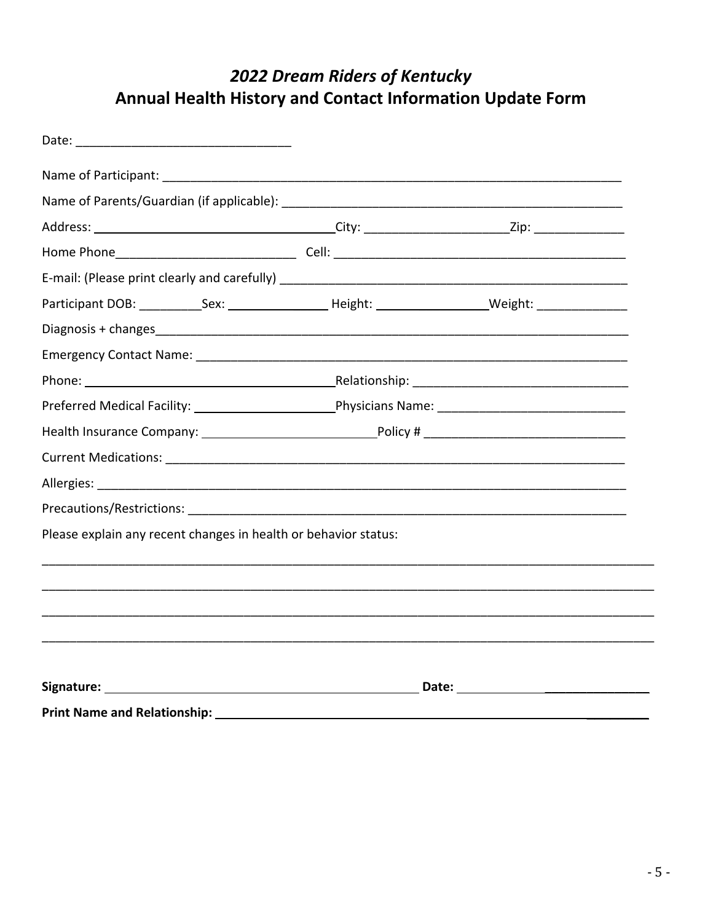# *2022 Dream Riders of Kentucky*
# Annual Health History and Contact Information Update Form

Date: _______________________________

Name of Participant: ______________________________________________________________________

Name of Parents/Guardian (if applicable): ____________________________________________________

Address: ___________________________________City: _____________________Zip: _____________

Home Phone__________________________ Cell: ___________________________________________

E-mail: (Please print clearly and carefully) ____________________________________________________

Participant DOB: _________Sex: _______________ Height: ________________Weight: _____________

Diagnosis + changes___________________________________________________________________

Emergency Contact Name: _______________________________________________________________

Phone: _____________________________________Relationship: _______________________________

Preferred Medical Facility: _____________________Physicians Name: ___________________________

Health Insurance Company: _________________________Policy # _____________________________

Current Medications: ___________________________________________________________________

Allergies: ____________________________________________________________________________

Precautions/Restrictions: ________________________________________________________________

Please explain any recent changes in health or behavior status:

_____________________________________________________________________________________

_____________________________________________________________________________________

_____________________________________________________________________________________

_____________________________________________________________________________________

**Signature:** _______________________________________________ **Date:** ____________________________

**Print Name and Relationship:** ______________________________________________________________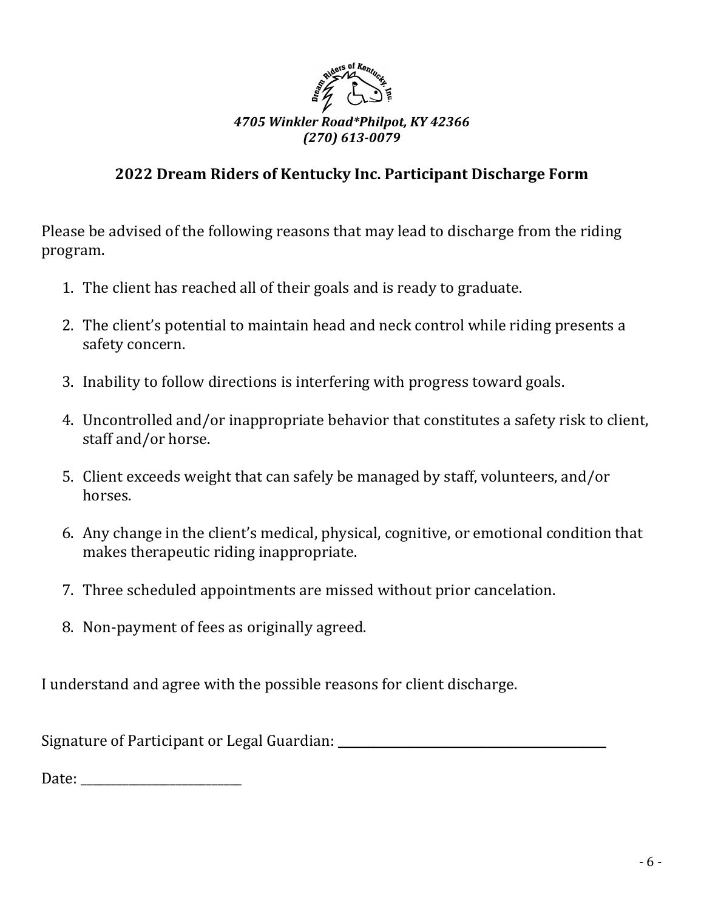*4705 Winkler Road*Philpot, KY 42366*
*(270) 613-0079*

## 2022 Dream Riders of Kentucky Inc. Participant Discharge Form

Please be advised of the following reasons that may lead to discharge from the riding program.

1. The client has reached all of their goals and is ready to graduate.

2. The client's potential to maintain head and neck control while riding presents a safety concern.

3. Inability to follow directions is interfering with progress toward goals.

4. Uncontrolled and/or inappropriate behavior that constitutes a safety risk to client, staff and/or horse.

5. Client exceeds weight that can safely be managed by staff, volunteers, and/or horses.

6. Any change in the client's medical, physical, cognitive, or emotional condition that makes therapeutic riding inappropriate.

7. Three scheduled appointments are missed without prior cancelation.

8. Non-payment of fees as originally agreed.

I understand and agree with the possible reasons for client discharge.

Signature of Participant or Legal Guardian: ______________________________

Date: ____________________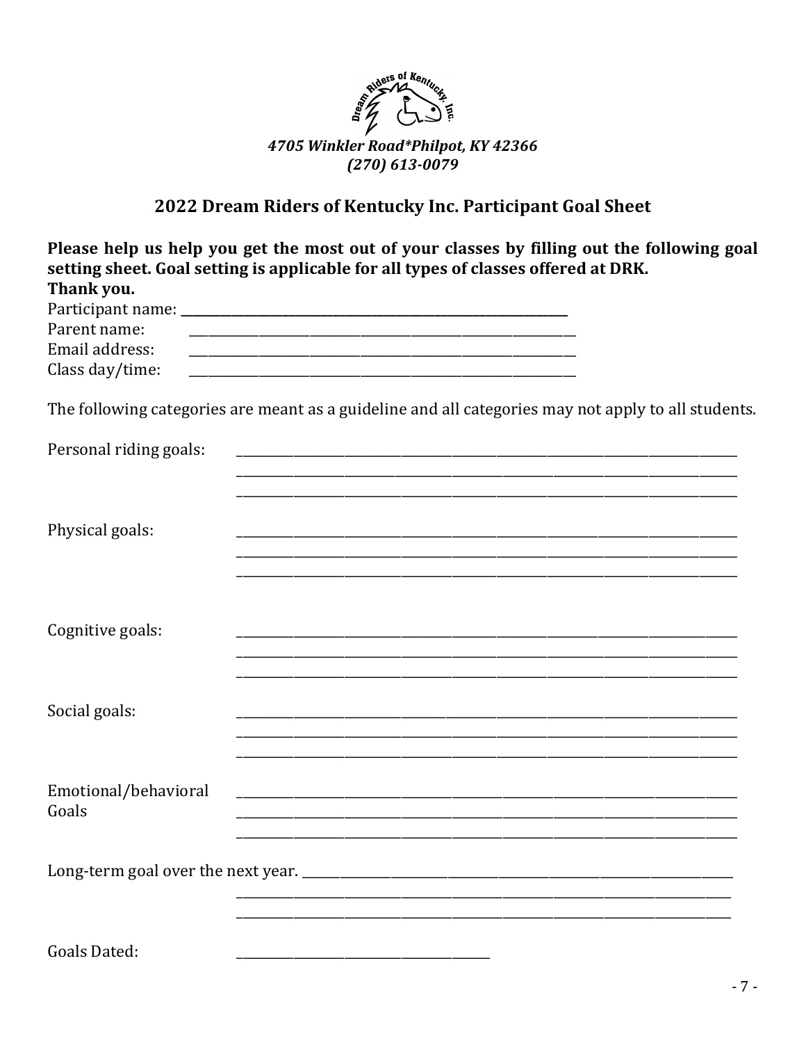*4705 Winkler Road*Philpot, KY 42366*
*(270) 613-0079*

## 2022 Dream Riders of Kentucky Inc. Participant Goal Sheet

**Please help us help you get the most out of your classes by filling out the following goal setting sheet. Goal setting is applicable for all types of classes offered at DRK.**
**Thank you.**

Participant name: ______________________________________________

Parent name: ______________________________________________

Email address: ______________________________________________

Class day/time: ______________________________________________

The following categories are meant as a guideline and all categories may not apply to all students.

Personal riding goals: ______________________________________________
______________________________________________
______________________________________________

Physical goals: ______________________________________________
______________________________________________
______________________________________________

Cognitive goals: ______________________________________________
______________________________________________
______________________________________________

Social goals: ______________________________________________
______________________________________________
______________________________________________

Emotional/behavioral Goals ______________________________________________
______________________________________________
______________________________________________

Long-term goal over the next year. ______________________________________________
______________________________________________
______________________________________________

Goals Dated: ____________________________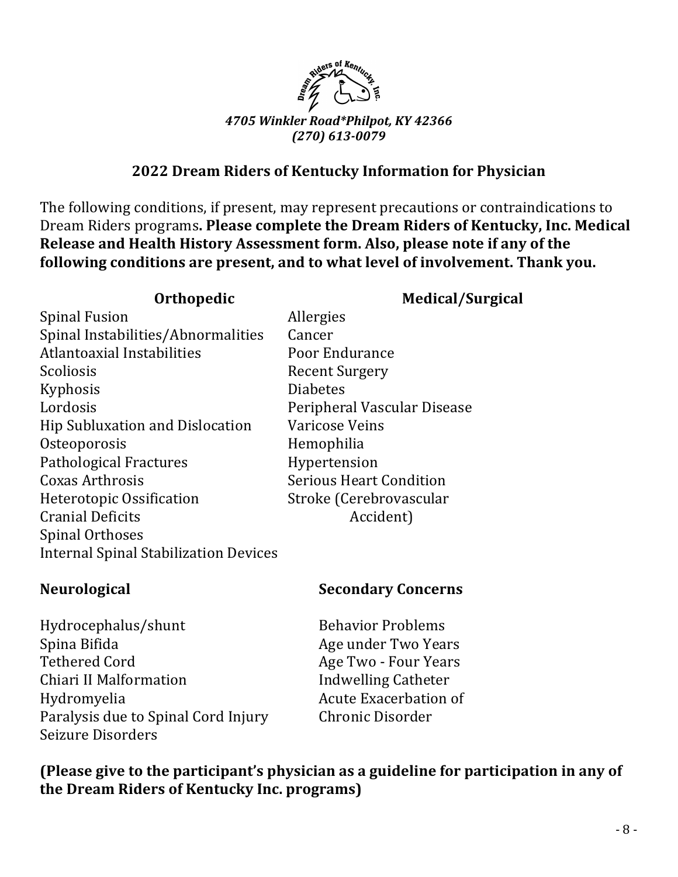*4705 Winkler Road*Philpot, KY 42366*
*(270) 613-0079*

## 2022 Dream Riders of Kentucky Information for Physician

The following conditions, if present, may represent precautions or contraindications to Dream Riders programs**. Please complete the Dream Riders of Kentucky, Inc. Medical Release and Health History Assessment form. Also, please note if any of the following conditions are present, and to what level of involvement. Thank you.**

### Orthopedic

- Spinal Fusion
- Spinal Instabilities/Abnormalities
- Atlantoaxial Instabilities
- Scoliosis
- Kyphosis
- Lordosis
- Hip Subluxation and Dislocation
- Osteoporosis
- Pathological Fractures
- Coxas Arthrosis
- Heterotopic Ossification
- Cranial Deficits
- Spinal Orthoses
- Internal Spinal Stabilization Devices

### Medical/Surgical

- Allergies
- Cancer
- Poor Endurance
- Recent Surgery
- Diabetes
- Peripheral Vascular Disease
- Varicose Veins
- Hemophilia
- Hypertension
- Serious Heart Condition
- Stroke (Cerebrovascular Accident)

### Neurological

- Hydrocephalus/shunt
- Spina Bifida
- Tethered Cord
- Chiari II Malformation
- Hydromyelia
- Paralysis due to Spinal Cord Injury
- Seizure Disorders

### Secondary Concerns

- Behavior Problems
- Age under Two Years
- Age Two - Four Years
- Indwelling Catheter
- Acute Exacerbation of Chronic Disorder

**(Please give to the participant's physician as a guideline for participation in any of the Dream Riders of Kentucky Inc. programs)**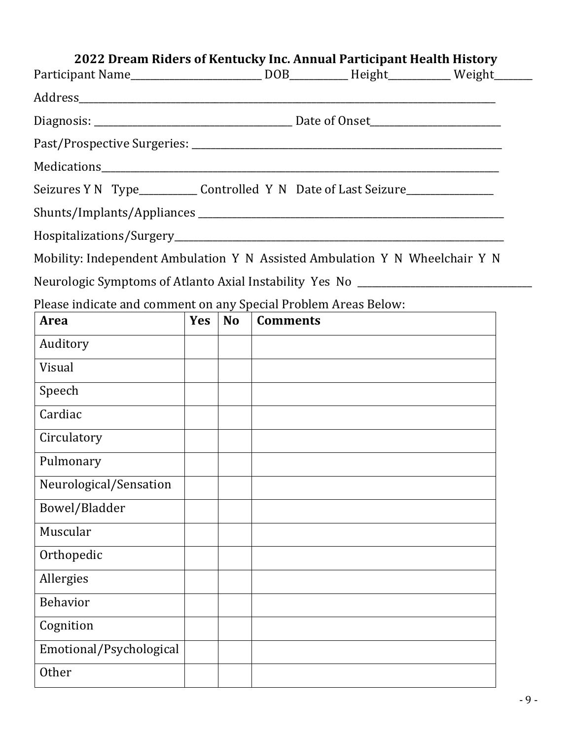## 2022 Dream Riders of Kentucky Inc. Annual Participant Health History

Participant Name___________________________ DOB____________ Height_____________ Weight________

Address_____________________________________________________________________________

Diagnosis: _________________________________________ Date of Onset___________________________

Past/Prospective Surgeries: _____________________________________________________________

Medications__________________________________________________________________________

Seizures Y N Type____________ Controlled Y N Date of Last Seizure__________________

Shunts/Implants/Appliances _____________________________________________________________

Hospitalizations/Surgery________________________________________________________________

Mobility: Independent Ambulation Y N Assisted Ambulation Y N Wheelchair Y N

Neurologic Symptoms of Atlanto Axial Instability Yes No ____________________________________

Please indicate and comment on any Special Problem Areas Below:

| **Area** | **Yes** | **No** | **Comments** |
|---|---|---|---|
| Auditory | | | |
| Visual | | | |
| Speech | | | |
| Cardiac | | | |
| Circulatory | | | |
| Pulmonary | | | |
| Neurological/Sensation | | | |
| Bowel/Bladder | | | |
| Muscular | | | |
| Orthopedic | | | |
| Allergies | | | |
| Behavior | | | |
| Cognition | | | |
| Emotional/Psychological | | | |
| Other | | | |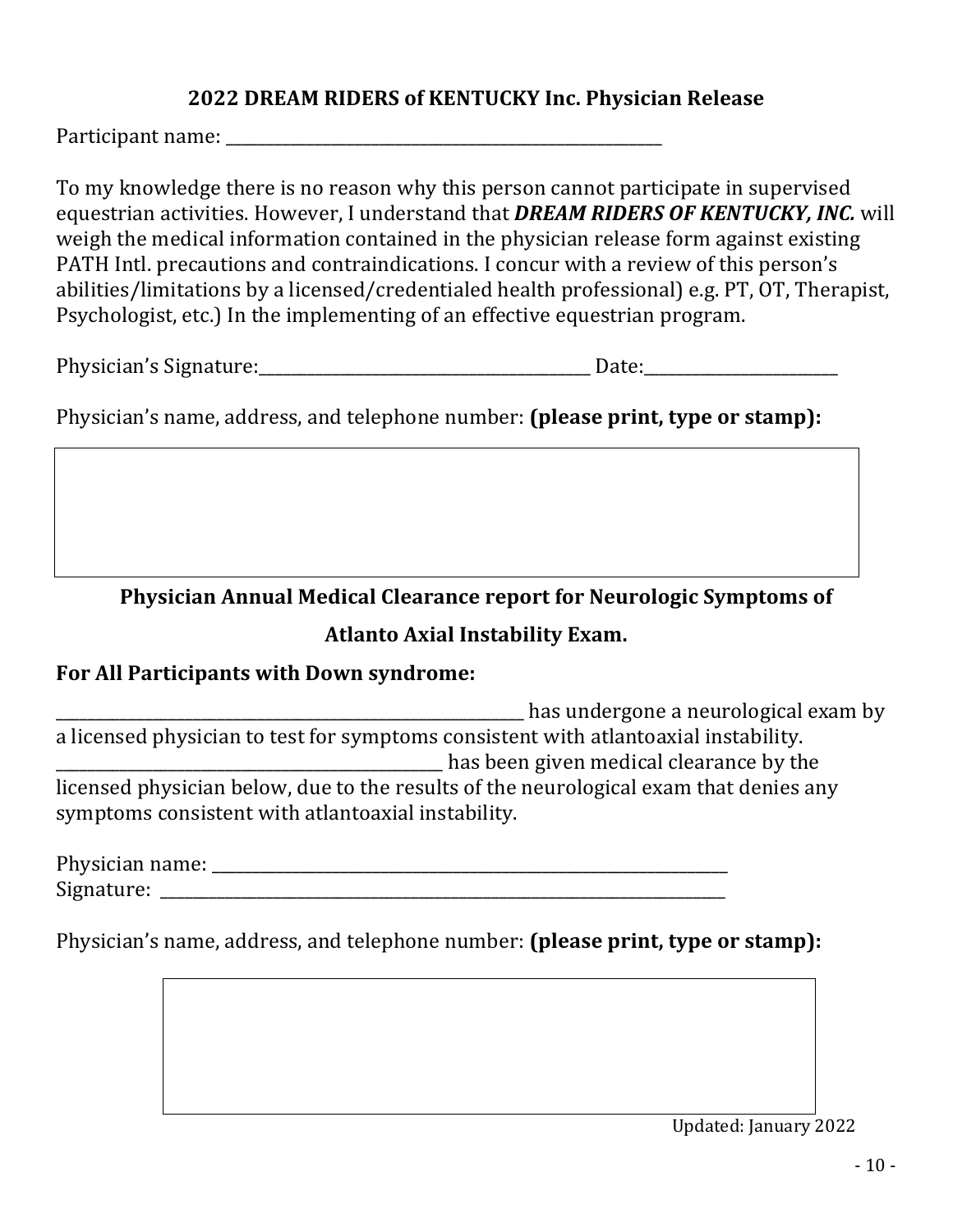## 2022 DREAM RIDERS of KENTUCKY Inc. Physician Release

Participant name: ___________________________________________________

To my knowledge there is no reason why this person cannot participate in supervised equestrian activities. However, I understand that ***DREAM RIDERS OF KENTUCKY, INC.*** will weigh the medical information contained in the physician release form against existing PATH Intl. precautions and contraindications. I concur with a review of this person's abilities/limitations by a licensed/credentialed health professional) e.g. PT, OT, Therapist, Psychologist, etc.) In the implementing of an effective equestrian program.

Physician's Signature:_______________________________________ Date:_______________________

Physician's name, address, and telephone number: **(please print, type or stamp):**

| |
|---|
| |

## Physician Annual Medical Clearance report for Neurologic Symptoms of Atlanto Axial Instability Exam.

**For All Participants with Down syndrome:**

___________________________________________________________ has undergone a neurological exam by a licensed physician to test for symptoms consistent with atlantoaxial instability.
_____________________________________________ has been given medical clearance by the licensed physician below, due to the results of the neurological exam that denies any symptoms consistent with atlantoaxial instability.

Physician name: _________________________________________________________________
Signature: _______________________________________________________________________

Physician's name, address, and telephone number: **(please print, type or stamp):**

| |
|---|
| |

Updated: January 2022